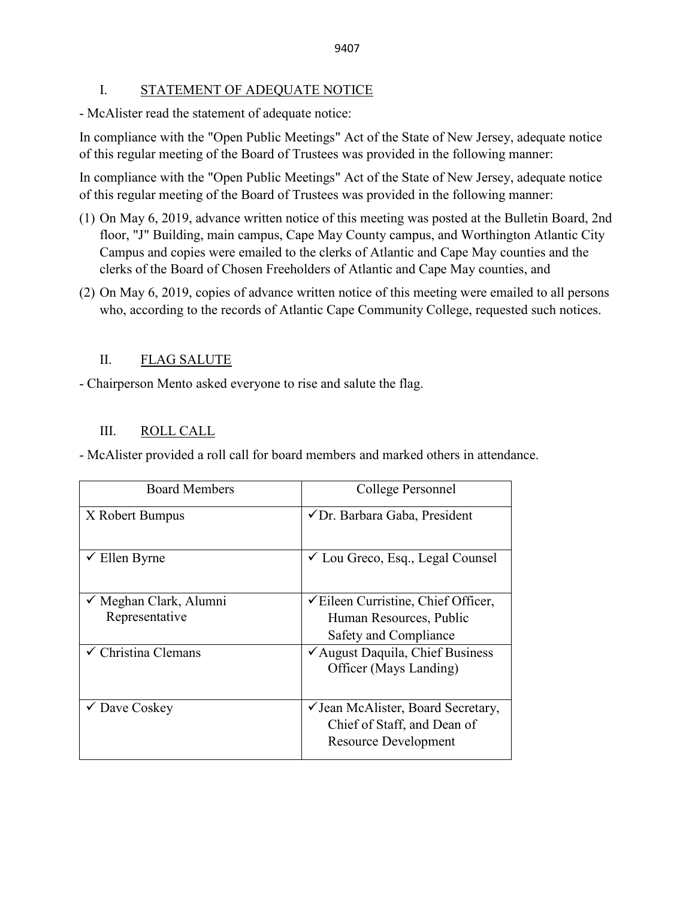## I. STATEMENT OF ADEQUATE NOTICE

- McAlister read the statement of adequate notice:

In compliance with the "Open Public Meetings" Act of the State of New Jersey, adequate notice of this regular meeting of the Board of Trustees was provided in the following manner:

In compliance with the "Open Public Meetings" Act of the State of New Jersey, adequate notice of this regular meeting of the Board of Trustees was provided in the following manner:

(1) On May 6, 2019, advance written notice of this meeting was posted at the Bulletin Board, 2nd floor, "J" Building, main campus, Cape May County campus, and Worthington Atlantic City Campus and copies were emailed to the clerks of Atlantic and Cape May counties and the clerks of the Board of Chosen Freeholders of Atlantic and Cape May counties, and

(2) On May 6, 2019, copies of advance written notice of this meeting were emailed to all persons who, according to the records of Atlantic Cape Community College, requested such notices.

## II. FLAG SALUTE

- Chairperson Mento asked everyone to rise and salute the flag.

## III. ROLL CALL

- McAlister provided a roll call for board members and marked others in attendance.

| Board Members | College Personnel |
|---|---|
| X Robert Bumpus | ✓Dr. Barbara Gaba, President |
| ✓ Ellen Byrne | ✓ Lou Greco, Esq., Legal Counsel |
| ✓ Meghan Clark, Alumni Representative | ✓Eileen Curristine, Chief Officer, Human Resources, Public Safety and Compliance |
| ✓ Christina Clemans | ✓August Daquila, Chief Business Officer (Mays Landing) |
| ✓ Dave Coskey | ✓Jean McAlister, Board Secretary, Chief of Staff, and Dean of Resource Development |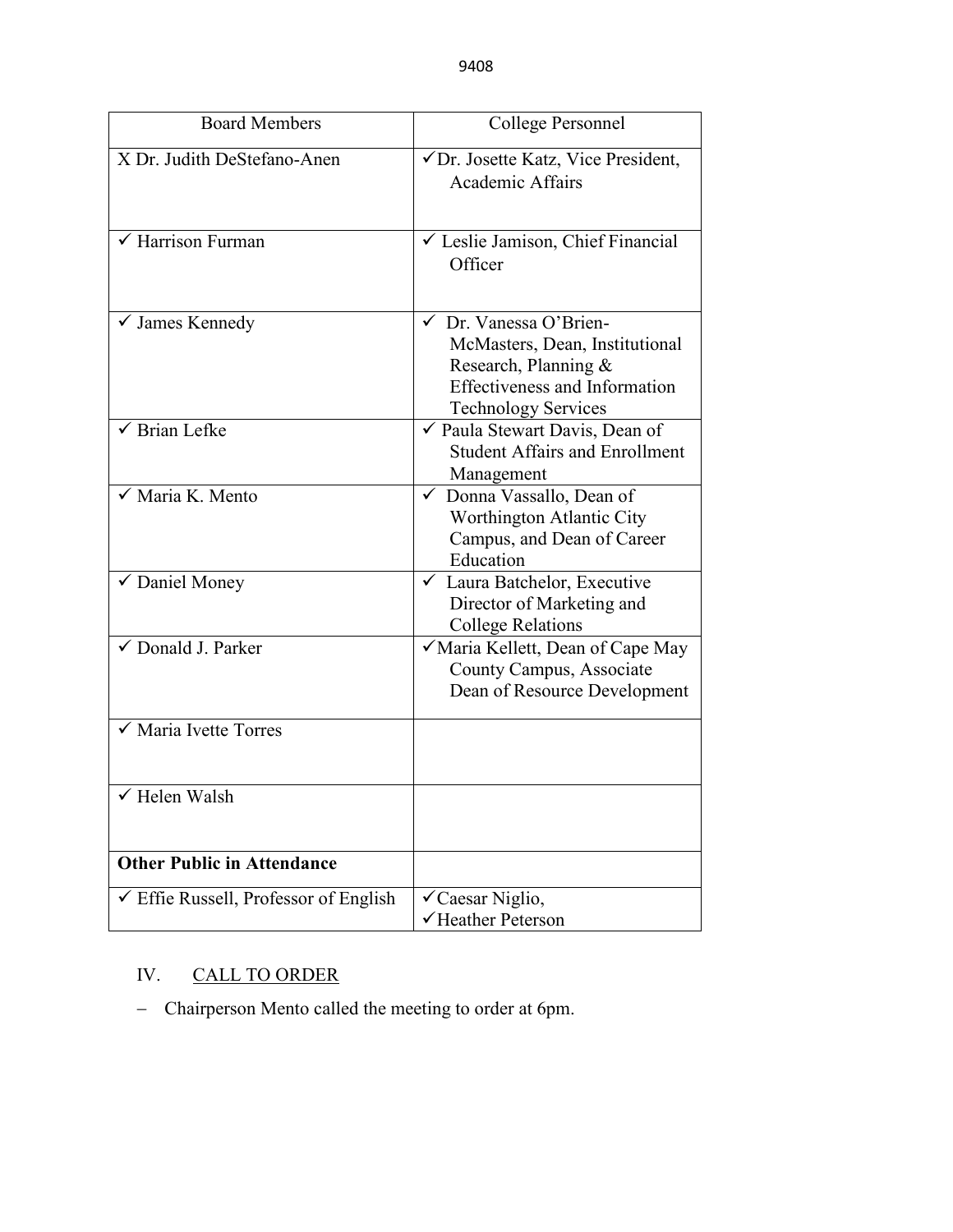| Board Members | College Personnel |
|---|---|
| X Dr. Judith DeStefano-Anen | ✓Dr. Josette Katz, Vice President, Academic Affairs |
| ✓ Harrison Furman | ✓ Leslie Jamison, Chief Financial Officer |
| ✓ James Kennedy | ✓ Dr. Vanessa O'Brien-McMasters, Dean, Institutional Research, Planning & Effectiveness and Information Technology Services |
| ✓ Brian Lefke | ✓ Paula Stewart Davis, Dean of Student Affairs and Enrollment Management |
| ✓ Maria K. Mento | ✓ Donna Vassallo, Dean of Worthington Atlantic City Campus, and Dean of Career Education |
| ✓ Daniel Money | ✓ Laura Batchelor, Executive Director of Marketing and College Relations |
| ✓ Donald J. Parker | ✓Maria Kellett, Dean of Cape May County Campus, Associate Dean of Resource Development |
| ✓ Maria Ivette Torres | |
| ✓ Helen Walsh | |
| **Other Public in Attendance** | |
| ✓ Effie Russell, Professor of English | ✓Caesar Niglio, ✓Heather Peterson |

## IV. CALL TO ORDER

- Chairperson Mento called the meeting to order at 6pm.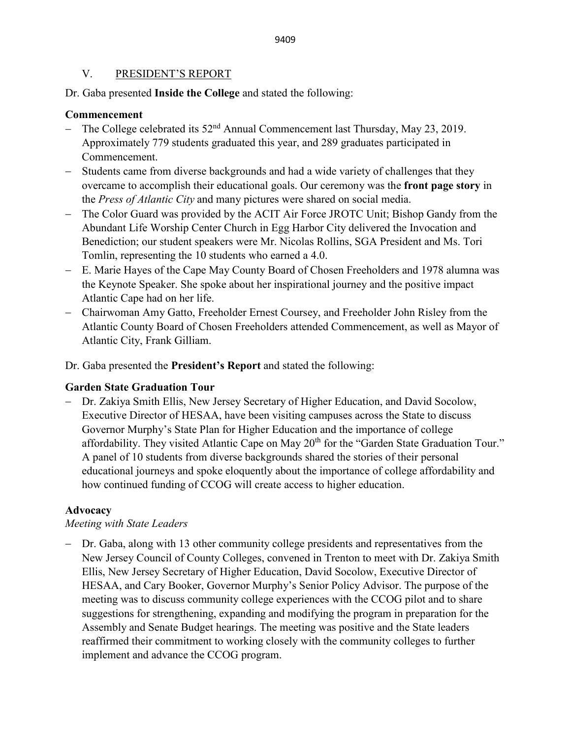## V. PRESIDENT'S REPORT

Dr. Gaba presented **Inside the College** and stated the following:

### Commencement

- The College celebrated its 52nd Annual Commencement last Thursday, May 23, 2019. Approximately 779 students graduated this year, and 289 graduates participated in Commencement.
- Students came from diverse backgrounds and had a wide variety of challenges that they overcame to accomplish their educational goals. Our ceremony was the **front page story** in the *Press of Atlantic City* and many pictures were shared on social media.
- The Color Guard was provided by the ACIT Air Force JROTC Unit; Bishop Gandy from the Abundant Life Worship Center Church in Egg Harbor City delivered the Invocation and Benediction; our student speakers were Mr. Nicolas Rollins, SGA President and Ms. Tori Tomlin, representing the 10 students who earned a 4.0.
- E. Marie Hayes of the Cape May County Board of Chosen Freeholders and 1978 alumna was the Keynote Speaker. She spoke about her inspirational journey and the positive impact Atlantic Cape had on her life.
- Chairwoman Amy Gatto, Freeholder Ernest Coursey, and Freeholder John Risley from the Atlantic County Board of Chosen Freeholders attended Commencement, as well as Mayor of Atlantic City, Frank Gilliam.

Dr. Gaba presented the **President's Report** and stated the following:

### Garden State Graduation Tour

- Dr. Zakiya Smith Ellis, New Jersey Secretary of Higher Education, and David Socolow, Executive Director of HESAA, have been visiting campuses across the State to discuss Governor Murphy's State Plan for Higher Education and the importance of college affordability. They visited Atlantic Cape on May 20th for the "Garden State Graduation Tour." A panel of 10 students from diverse backgrounds shared the stories of their personal educational journeys and spoke eloquently about the importance of college affordability and how continued funding of CCOG will create access to higher education.

### Advocacy

*Meeting with State Leaders*

- Dr. Gaba, along with 13 other community college presidents and representatives from the New Jersey Council of County Colleges, convened in Trenton to meet with Dr. Zakiya Smith Ellis, New Jersey Secretary of Higher Education, David Socolow, Executive Director of HESAA, and Cary Booker, Governor Murphy's Senior Policy Advisor. The purpose of the meeting was to discuss community college experiences with the CCOG pilot and to share suggestions for strengthening, expanding and modifying the program in preparation for the Assembly and Senate Budget hearings. The meeting was positive and the State leaders reaffirmed their commitment to working closely with the community colleges to further implement and advance the CCOG program.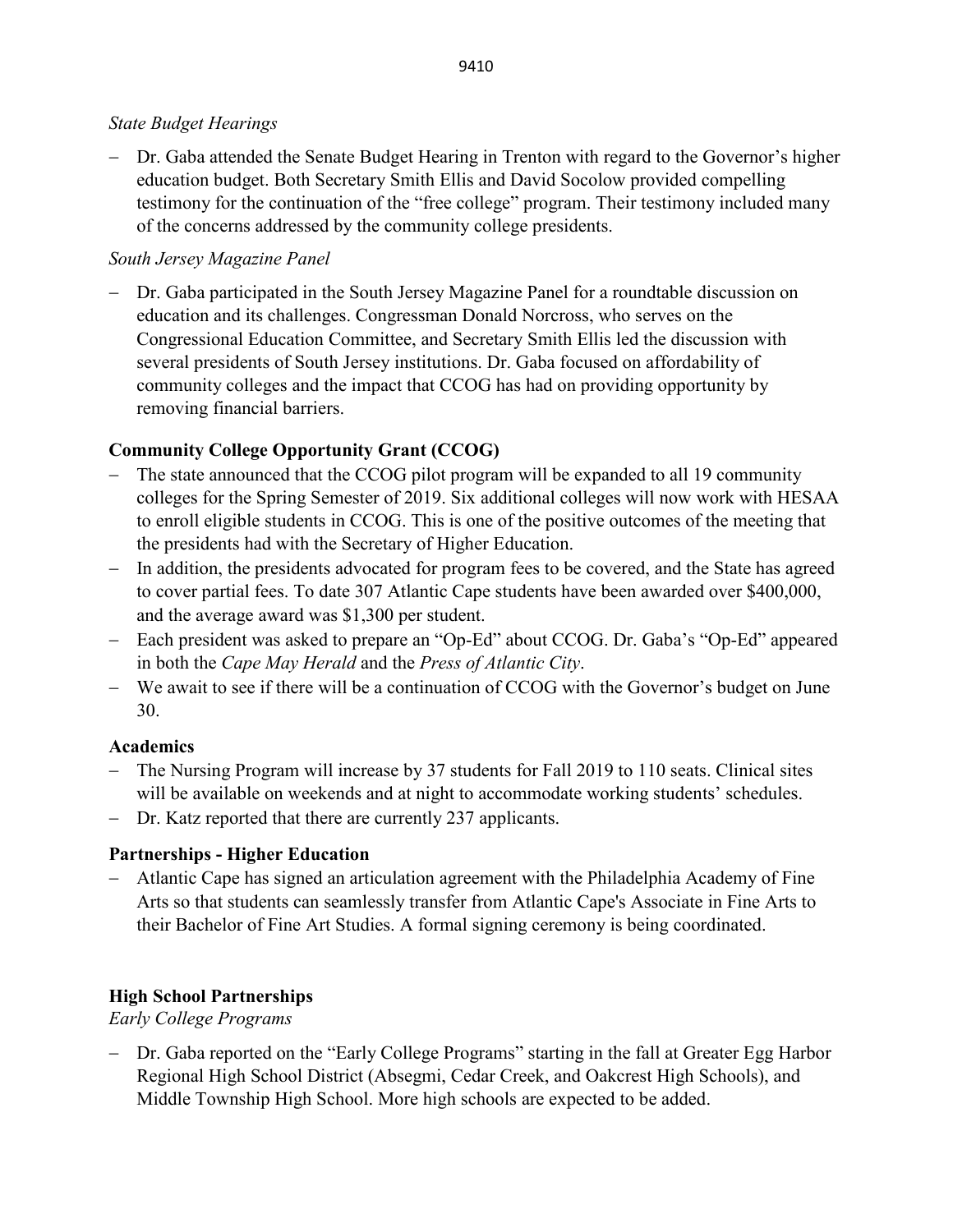*State Budget Hearings*

- Dr. Gaba attended the Senate Budget Hearing in Trenton with regard to the Governor's higher education budget. Both Secretary Smith Ellis and David Socolow provided compelling testimony for the continuation of the "free college" program. Their testimony included many of the concerns addressed by the community college presidents.

*South Jersey Magazine Panel*

- Dr. Gaba participated in the South Jersey Magazine Panel for a roundtable discussion on education and its challenges. Congressman Donald Norcross, who serves on the Congressional Education Committee, and Secretary Smith Ellis led the discussion with several presidents of South Jersey institutions. Dr. Gaba focused on affordability of community colleges and the impact that CCOG has had on providing opportunity by removing financial barriers.

**Community College Opportunity Grant (CCOG)**

- The state announced that the CCOG pilot program will be expanded to all 19 community colleges for the Spring Semester of 2019. Six additional colleges will now work with HESAA to enroll eligible students in CCOG. This is one of the positive outcomes of the meeting that the presidents had with the Secretary of Higher Education.
- In addition, the presidents advocated for program fees to be covered, and the State has agreed to cover partial fees. To date 307 Atlantic Cape students have been awarded over $400,000, and the average award was $1,300 per student.
- Each president was asked to prepare an "Op-Ed" about CCOG. Dr. Gaba's "Op-Ed" appeared in both the *Cape May Herald* and the *Press of Atlantic City*.
- We await to see if there will be a continuation of CCOG with the Governor's budget on June 30.

**Academics**

- The Nursing Program will increase by 37 students for Fall 2019 to 110 seats. Clinical sites will be available on weekends and at night to accommodate working students' schedules.
- Dr. Katz reported that there are currently 237 applicants.

**Partnerships - Higher Education**

- Atlantic Cape has signed an articulation agreement with the Philadelphia Academy of Fine Arts so that students can seamlessly transfer from Atlantic Cape's Associate in Fine Arts to their Bachelor of Fine Art Studies. A formal signing ceremony is being coordinated.

**High School Partnerships**

*Early College Programs*

- Dr. Gaba reported on the "Early College Programs" starting in the fall at Greater Egg Harbor Regional High School District (Absegmi, Cedar Creek, and Oakcrest High Schools), and Middle Township High School. More high schools are expected to be added.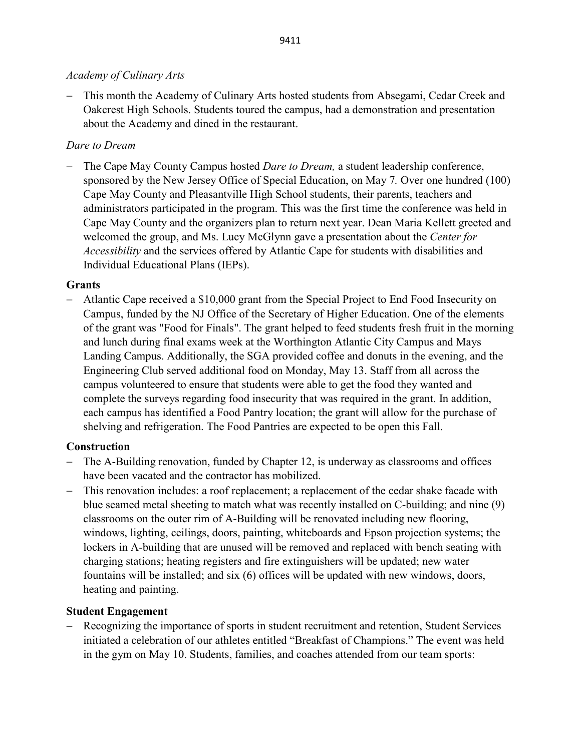*Academy of Culinary Arts*

- This month the Academy of Culinary Arts hosted students from Absegami, Cedar Creek and Oakcrest High Schools. Students toured the campus, had a demonstration and presentation about the Academy and dined in the restaurant.

*Dare to Dream*

- The Cape May County Campus hosted *Dare to Dream,* a student leadership conference, sponsored by the New Jersey Office of Special Education, on May 7*.* Over one hundred (100) Cape May County and Pleasantville High School students, their parents, teachers and administrators participated in the program. This was the first time the conference was held in Cape May County and the organizers plan to return next year. Dean Maria Kellett greeted and welcomed the group, and Ms. Lucy McGlynn gave a presentation about the *Center for Accessibility* and the services offered by Atlantic Cape for students with disabilities and Individual Educational Plans (IEPs).

**Grants**

- Atlantic Cape received a $10,000 grant from the Special Project to End Food Insecurity on Campus, funded by the NJ Office of the Secretary of Higher Education. One of the elements of the grant was "Food for Finals". The grant helped to feed students fresh fruit in the morning and lunch during final exams week at the Worthington Atlantic City Campus and Mays Landing Campus. Additionally, the SGA provided coffee and donuts in the evening, and the Engineering Club served additional food on Monday, May 13. Staff from all across the campus volunteered to ensure that students were able to get the food they wanted and complete the surveys regarding food insecurity that was required in the grant. In addition, each campus has identified a Food Pantry location; the grant will allow for the purchase of shelving and refrigeration. The Food Pantries are expected to be open this Fall.

**Construction**

- The A-Building renovation, funded by Chapter 12, is underway as classrooms and offices have been vacated and the contractor has mobilized.
- This renovation includes: a roof replacement; a replacement of the cedar shake facade with blue seamed metal sheeting to match what was recently installed on C-building; and nine (9) classrooms on the outer rim of A-Building will be renovated including new flooring, windows, lighting, ceilings, doors, painting, whiteboards and Epson projection systems; the lockers in A-building that are unused will be removed and replaced with bench seating with charging stations; heating registers and fire extinguishers will be updated; new water fountains will be installed; and six (6) offices will be updated with new windows, doors, heating and painting.

**Student Engagement**

- Recognizing the importance of sports in student recruitment and retention, Student Services initiated a celebration of our athletes entitled "Breakfast of Champions." The event was held in the gym on May 10. Students, families, and coaches attended from our team sports: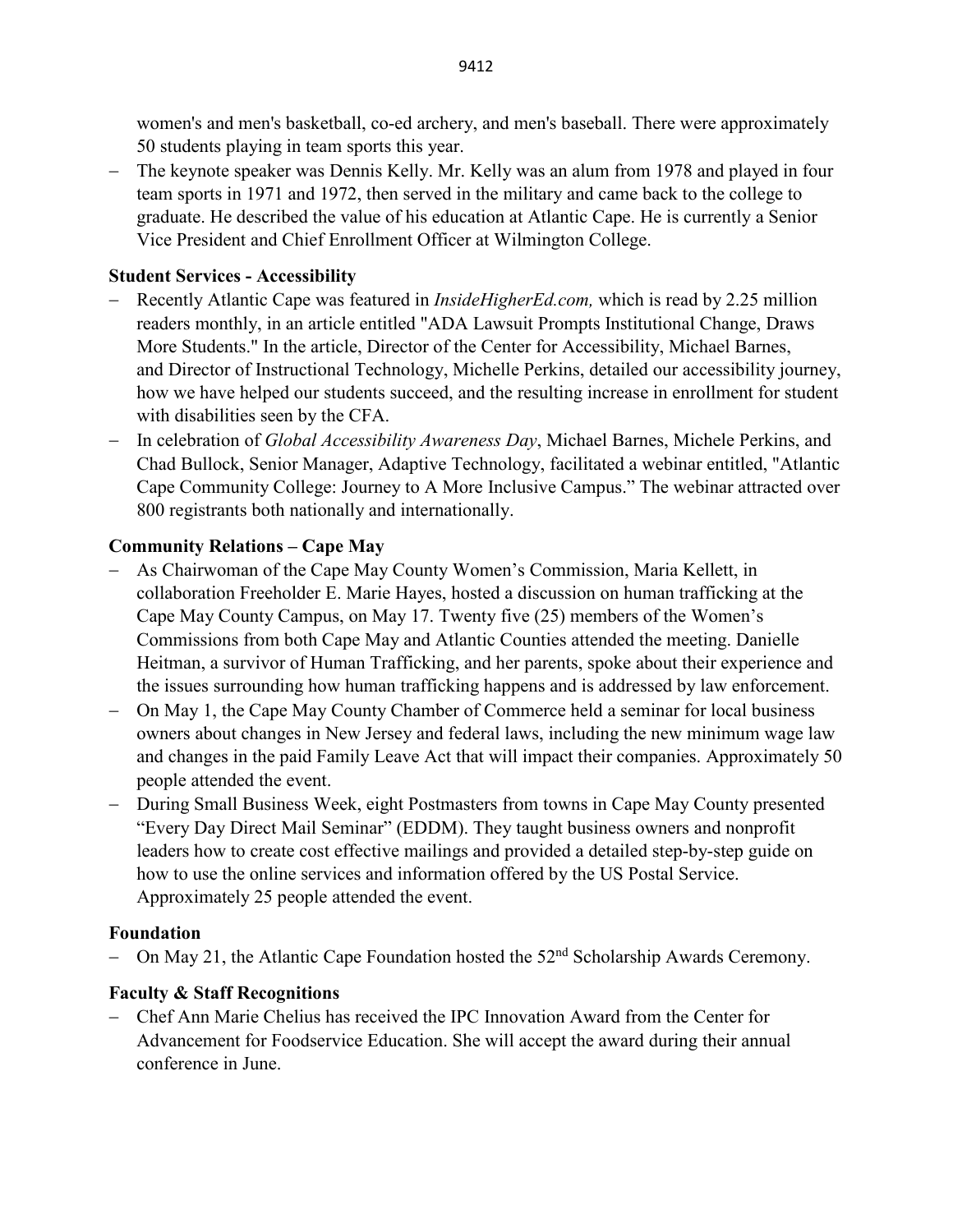women's and men's basketball, co-ed archery, and men's baseball. There were approximately 50 students playing in team sports this year.

- The keynote speaker was Dennis Kelly. Mr. Kelly was an alum from 1978 and played in four team sports in 1971 and 1972, then served in the military and came back to the college to graduate. He described the value of his education at Atlantic Cape. He is currently a Senior Vice President and Chief Enrollment Officer at Wilmington College.

**Student Services - Accessibility**

- Recently Atlantic Cape was featured in *InsideHigherEd.com,* which is read by 2.25 million readers monthly, in an article entitled "ADA Lawsuit Prompts Institutional Change, Draws More Students." In the article, Director of the Center for Accessibility, Michael Barnes, and Director of Instructional Technology, Michelle Perkins, detailed our accessibility journey, how we have helped our students succeed, and the resulting increase in enrollment for student with disabilities seen by the CFA.
- In celebration of *Global Accessibility Awareness Day*, Michael Barnes, Michele Perkins, and Chad Bullock, Senior Manager, Adaptive Technology, facilitated a webinar entitled, "Atlantic Cape Community College: Journey to A More Inclusive Campus." The webinar attracted over 800 registrants both nationally and internationally.

**Community Relations – Cape May**

- As Chairwoman of the Cape May County Women's Commission, Maria Kellett, in collaboration Freeholder E. Marie Hayes, hosted a discussion on human trafficking at the Cape May County Campus, on May 17. Twenty five (25) members of the Women's Commissions from both Cape May and Atlantic Counties attended the meeting. Danielle Heitman, a survivor of Human Trafficking, and her parents, spoke about their experience and the issues surrounding how human trafficking happens and is addressed by law enforcement.
- On May 1, the Cape May County Chamber of Commerce held a seminar for local business owners about changes in New Jersey and federal laws, including the new minimum wage law and changes in the paid Family Leave Act that will impact their companies. Approximately 50 people attended the event.
- During Small Business Week, eight Postmasters from towns in Cape May County presented "Every Day Direct Mail Seminar" (EDDM). They taught business owners and nonprofit leaders how to create cost effective mailings and provided a detailed step-by-step guide on how to use the online services and information offered by the US Postal Service. Approximately 25 people attended the event.

**Foundation**

- On May 21, the Atlantic Cape Foundation hosted the 52nd Scholarship Awards Ceremony.

**Faculty & Staff Recognitions**

- Chef Ann Marie Chelius has received the IPC Innovation Award from the Center for Advancement for Foodservice Education. She will accept the award during their annual conference in June.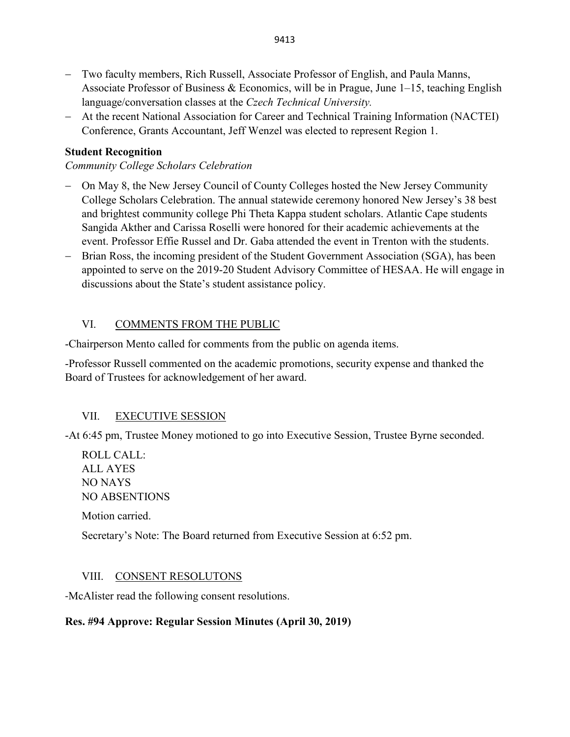- Two faculty members, Rich Russell, Associate Professor of English, and Paula Manns, Associate Professor of Business & Economics, will be in Prague, June 1–15, teaching English language/conversation classes at the *Czech Technical University.*
- At the recent National Association for Career and Technical Training Information (NACTEI) Conference, Grants Accountant, Jeff Wenzel was elected to represent Region 1.

**Student Recognition**

*Community College Scholars Celebration*

- On May 8, the New Jersey Council of County Colleges hosted the New Jersey Community College Scholars Celebration. The annual statewide ceremony honored New Jersey's 38 best and brightest community college Phi Theta Kappa student scholars. Atlantic Cape students Sangida Akther and Carissa Roselli were honored for their academic achievements at the event. Professor Effie Russel and Dr. Gaba attended the event in Trenton with the students.
- Brian Ross, the incoming president of the Student Government Association (SGA), has been appointed to serve on the 2019-20 Student Advisory Committee of HESAA. He will engage in discussions about the State's student assistance policy.

## VI. COMMENTS FROM THE PUBLIC

-Chairperson Mento called for comments from the public on agenda items.

-Professor Russell commented on the academic promotions, security expense and thanked the Board of Trustees for acknowledgement of her award.

## VII. EXECUTIVE SESSION

-At 6:45 pm, Trustee Money motioned to go into Executive Session, Trustee Byrne seconded.

ROLL CALL:
ALL AYES
NO NAYS
NO ABSENTIONS

Motion carried.

Secretary's Note: The Board returned from Executive Session at 6:52 pm.

## VIII. CONSENT RESOLUTONS

-McAlister read the following consent resolutions.

**Res. #94 Approve: Regular Session Minutes (April 30, 2019)**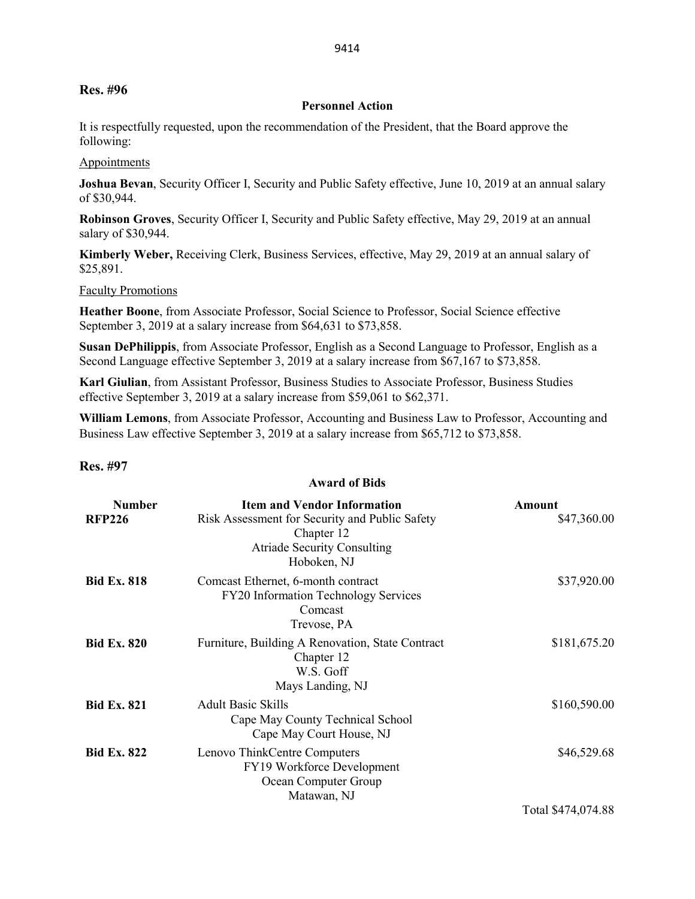**Res. #96**

**Personnel Action**

It is respectfully requested, upon the recommendation of the President, that the Board approve the following:

Appointments

**Joshua Bevan**, Security Officer I, Security and Public Safety effective, June 10, 2019 at an annual salary of $30,944.

**Robinson Groves**, Security Officer I, Security and Public Safety effective, May 29, 2019 at an annual salary of $30,944.

**Kimberly Weber,** Receiving Clerk, Business Services, effective, May 29, 2019 at an annual salary of $25,891.

Faculty Promotions

**Heather Boone**, from Associate Professor, Social Science to Professor, Social Science effective September 3, 2019 at a salary increase from $64,631 to $73,858.

**Susan DePhilippis**, from Associate Professor, English as a Second Language to Professor, English as a Second Language effective September 3, 2019 at a salary increase from $67,167 to $73,858.

**Karl Giulian**, from Assistant Professor, Business Studies to Associate Professor, Business Studies effective September 3, 2019 at a salary increase from $59,061 to $62,371.

**William Lemons**, from Associate Professor, Accounting and Business Law to Professor, Accounting and Business Law effective September 3, 2019 at a salary increase from $65,712 to $73,858.

**Res. #97**

**Award of Bids**

| Number | Item and Vendor Information | Amount |
|---|---|---|
| **RFP226** | Risk Assessment for Security and Public Safety<br>Chapter 12<br>Atriade Security Consulting<br>Hoboken, NJ | $47,360.00 |
| **Bid Ex. 818** | Comcast Ethernet, 6-month contract<br>FY20 Information Technology Services<br>Comcast<br>Trevose, PA | $37,920.00 |
| **Bid Ex. 820** | Furniture, Building A Renovation, State Contract<br>Chapter 12<br>W.S. Goff<br>Mays Landing, NJ | $181,675.20 |
| **Bid Ex. 821** | Adult Basic Skills<br>Cape May County Technical School<br>Cape May Court House, NJ | $160,590.00 |
| **Bid Ex. 822** | Lenovo ThinkCentre Computers<br>FY19 Workforce Development<br>Ocean Computer Group<br>Matawan, NJ | $46,529.68 |
| | | Total $474,074.88 |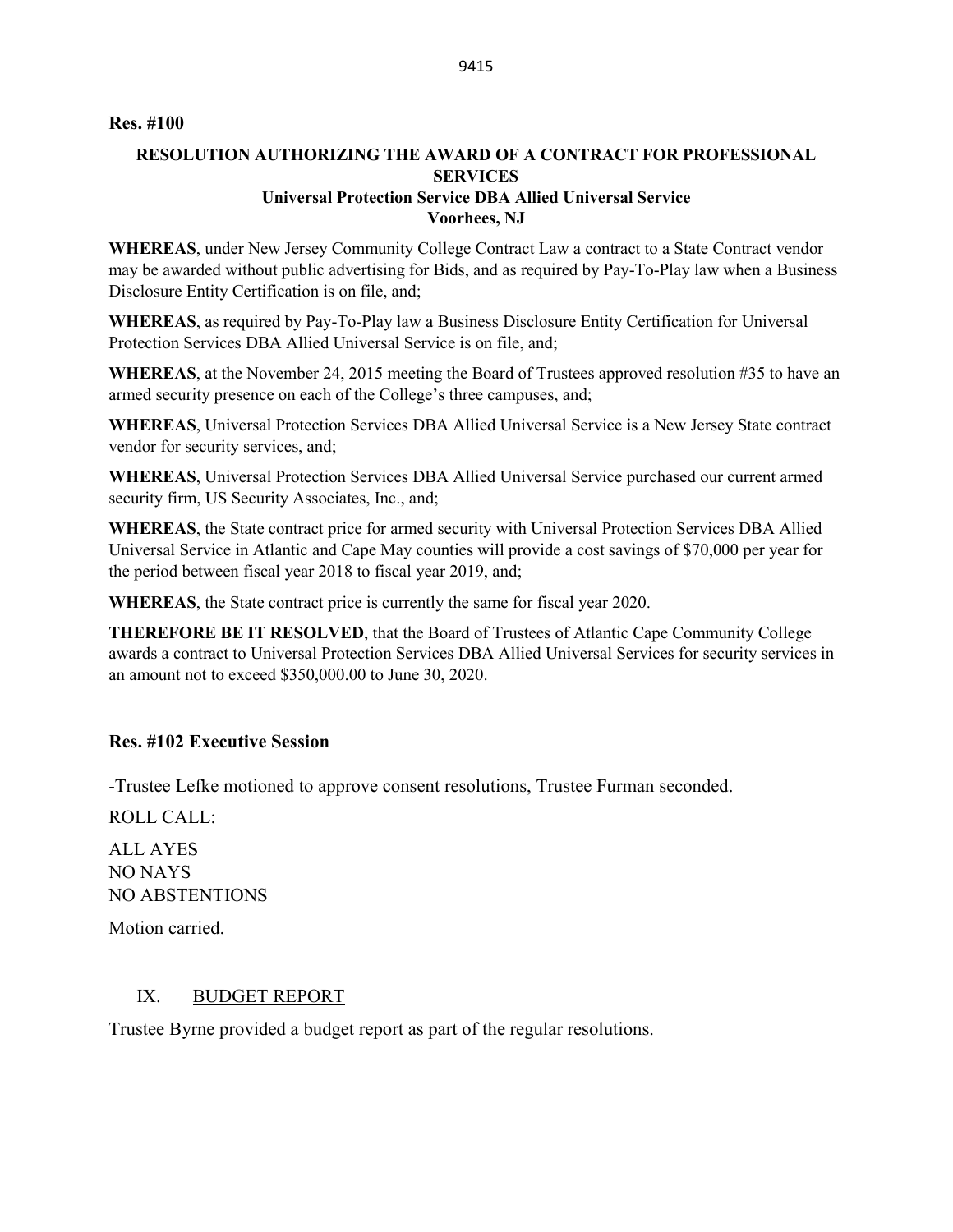**Res. #100**

**RESOLUTION AUTHORIZING THE AWARD OF A CONTRACT FOR PROFESSIONAL SERVICES**
**Universal Protection Service DBA Allied Universal Service**
**Voorhees, NJ**

**WHEREAS**, under New Jersey Community College Contract Law a contract to a State Contract vendor may be awarded without public advertising for Bids, and as required by Pay-To-Play law when a Business Disclosure Entity Certification is on file, and;

**WHEREAS**, as required by Pay-To-Play law a Business Disclosure Entity Certification for Universal Protection Services DBA Allied Universal Service is on file, and;

**WHEREAS**, at the November 24, 2015 meeting the Board of Trustees approved resolution #35 to have an armed security presence on each of the College's three campuses, and;

**WHEREAS**, Universal Protection Services DBA Allied Universal Service is a New Jersey State contract vendor for security services, and;

**WHEREAS**, Universal Protection Services DBA Allied Universal Service purchased our current armed security firm, US Security Associates, Inc., and;

**WHEREAS**, the State contract price for armed security with Universal Protection Services DBA Allied Universal Service in Atlantic and Cape May counties will provide a cost savings of $70,000 per year for the period between fiscal year 2018 to fiscal year 2019, and;

**WHEREAS**, the State contract price is currently the same for fiscal year 2020.

**THEREFORE BE IT RESOLVED**, that the Board of Trustees of Atlantic Cape Community College awards a contract to Universal Protection Services DBA Allied Universal Services for security services in an amount not to exceed $350,000.00 to June 30, 2020.

**Res. #102 Executive Session**

-Trustee Lefke motioned to approve consent resolutions, Trustee Furman seconded.

ROLL CALL:

ALL AYES
NO NAYS
NO ABSTENTIONS

Motion carried.

## IX. BUDGET REPORT

Trustee Byrne provided a budget report as part of the regular resolutions.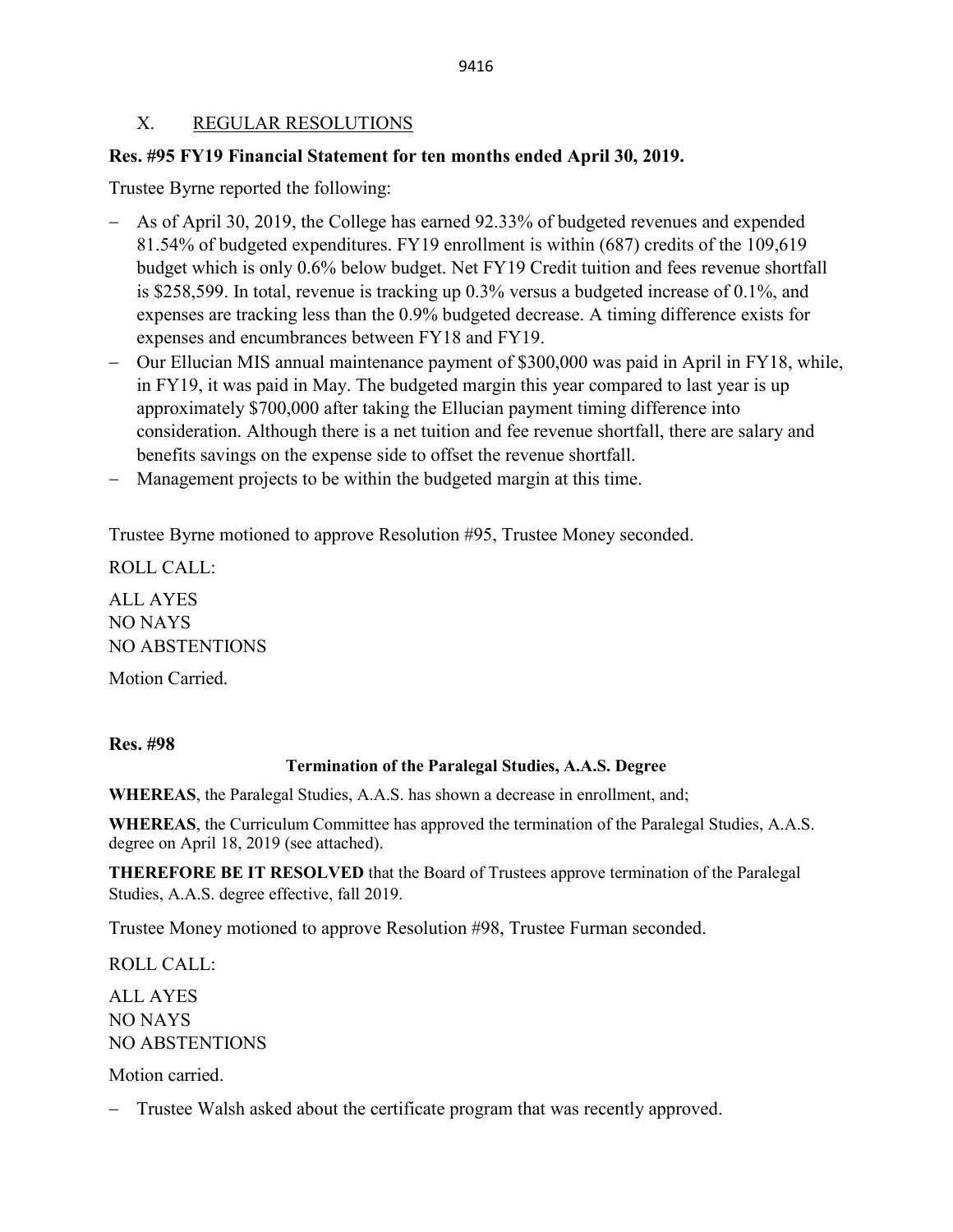## X. REGULAR RESOLUTIONS

**Res. #95 FY19 Financial Statement for ten months ended April 30, 2019.**

Trustee Byrne reported the following:

- As of April 30, 2019, the College has earned 92.33% of budgeted revenues and expended 81.54% of budgeted expenditures. FY19 enrollment is within (687) credits of the 109,619 budget which is only 0.6% below budget. Net FY19 Credit tuition and fees revenue shortfall is $258,599. In total, revenue is tracking up 0.3% versus a budgeted increase of 0.1%, and expenses are tracking less than the 0.9% budgeted decrease. A timing difference exists for expenses and encumbrances between FY18 and FY19.
- Our Ellucian MIS annual maintenance payment of $300,000 was paid in April in FY18, while, in FY19, it was paid in May. The budgeted margin this year compared to last year is up approximately $700,000 after taking the Ellucian payment timing difference into consideration. Although there is a net tuition and fee revenue shortfall, there are salary and benefits savings on the expense side to offset the revenue shortfall.
- Management projects to be within the budgeted margin at this time.

Trustee Byrne motioned to approve Resolution #95, Trustee Money seconded.

ROLL CALL:

ALL AYES
NO NAYS
NO ABSTENTIONS

Motion Carried.

**Res. #98**

**Termination of the Paralegal Studies, A.A.S. Degree**

**WHEREAS**, the Paralegal Studies, A.A.S. has shown a decrease in enrollment, and;

**WHEREAS**, the Curriculum Committee has approved the termination of the Paralegal Studies, A.A.S. degree on April 18, 2019 (see attached).

**THEREFORE BE IT RESOLVED** that the Board of Trustees approve termination of the Paralegal Studies, A.A.S. degree effective, fall 2019.

Trustee Money motioned to approve Resolution #98, Trustee Furman seconded.

ROLL CALL:

ALL AYES
NO NAYS
NO ABSTENTIONS

Motion carried.

- Trustee Walsh asked about the certificate program that was recently approved.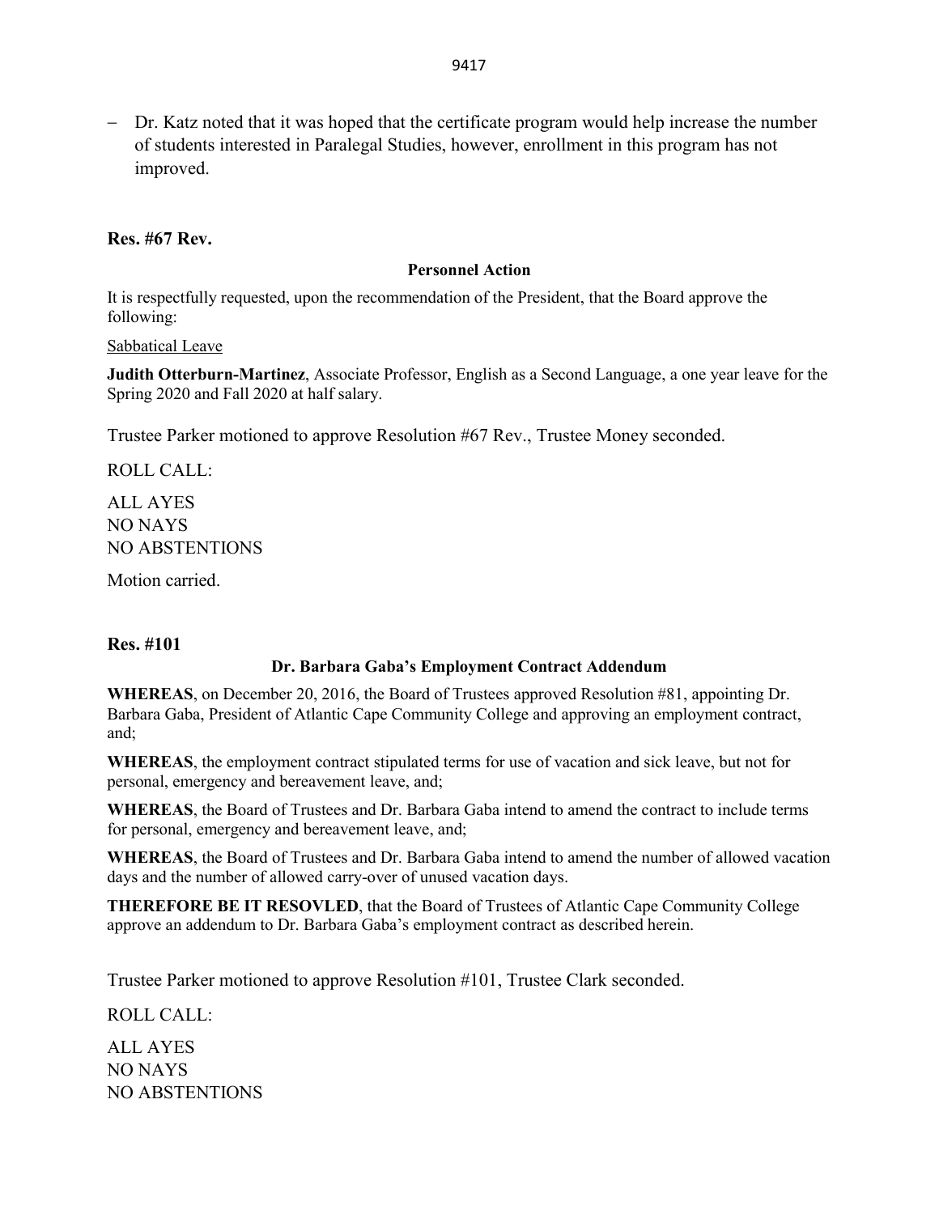- Dr. Katz noted that it was hoped that the certificate program would help increase the number of students interested in Paralegal Studies, however, enrollment in this program has not improved.

**Res. #67 Rev.**

**Personnel Action**

It is respectfully requested, upon the recommendation of the President, that the Board approve the following:

Sabbatical Leave

**Judith Otterburn-Martinez**, Associate Professor, English as a Second Language, a one year leave for the Spring 2020 and Fall 2020 at half salary.

Trustee Parker motioned to approve Resolution #67 Rev., Trustee Money seconded.

ROLL CALL:

ALL AYES
NO NAYS
NO ABSTENTIONS

Motion carried.

**Res. #101**

**Dr. Barbara Gaba's Employment Contract Addendum**

**WHEREAS**, on December 20, 2016, the Board of Trustees approved Resolution #81, appointing Dr. Barbara Gaba, President of Atlantic Cape Community College and approving an employment contract, and;

**WHEREAS**, the employment contract stipulated terms for use of vacation and sick leave, but not for personal, emergency and bereavement leave, and;

**WHEREAS**, the Board of Trustees and Dr. Barbara Gaba intend to amend the contract to include terms for personal, emergency and bereavement leave, and;

**WHEREAS**, the Board of Trustees and Dr. Barbara Gaba intend to amend the number of allowed vacation days and the number of allowed carry-over of unused vacation days.

**THEREFORE BE IT RESOVLED**, that the Board of Trustees of Atlantic Cape Community College approve an addendum to Dr. Barbara Gaba's employment contract as described herein.

Trustee Parker motioned to approve Resolution #101, Trustee Clark seconded.

ROLL CALL:

ALL AYES
NO NAYS
NO ABSTENTIONS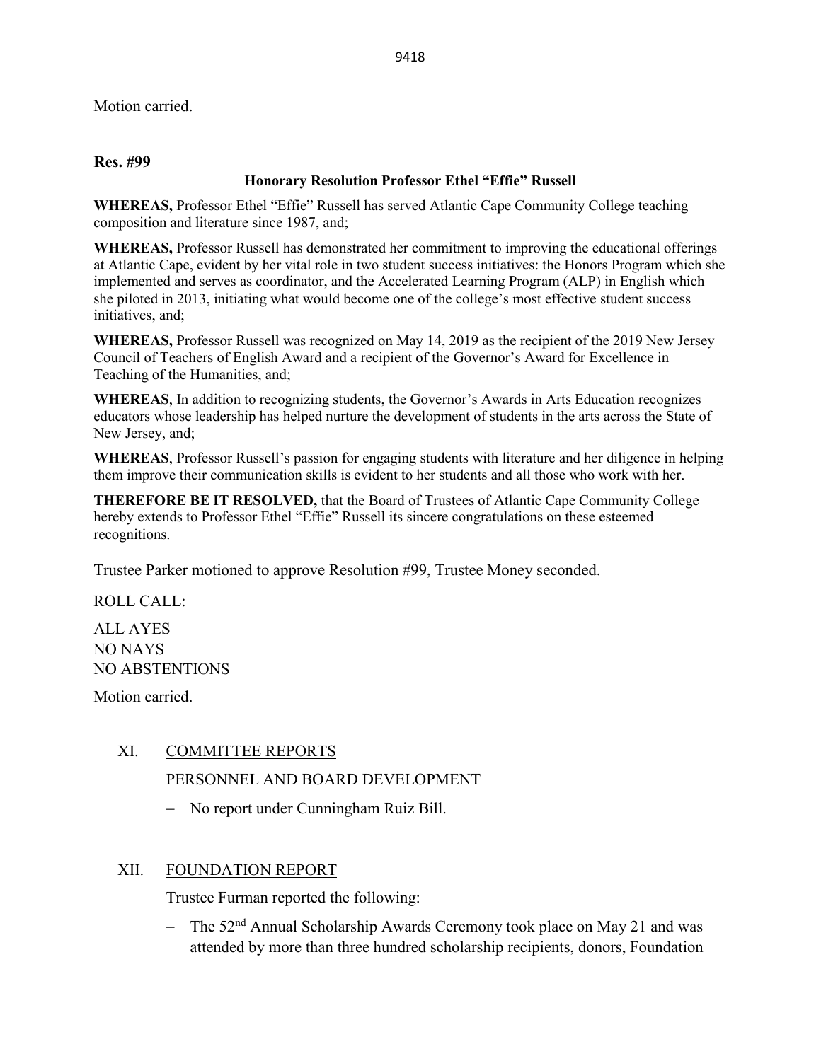Motion carried.

**Res. #99**

**Honorary Resolution Professor Ethel "Effie" Russell**

**WHEREAS,** Professor Ethel "Effie" Russell has served Atlantic Cape Community College teaching composition and literature since 1987, and;

**WHEREAS,** Professor Russell has demonstrated her commitment to improving the educational offerings at Atlantic Cape, evident by her vital role in two student success initiatives: the Honors Program which she implemented and serves as coordinator, and the Accelerated Learning Program (ALP) in English which she piloted in 2013, initiating what would become one of the college's most effective student success initiatives, and;

**WHEREAS,** Professor Russell was recognized on May 14, 2019 as the recipient of the 2019 New Jersey Council of Teachers of English Award and a recipient of the Governor's Award for Excellence in Teaching of the Humanities, and;

**WHEREAS**, In addition to recognizing students, the Governor's Awards in Arts Education recognizes educators whose leadership has helped nurture the development of students in the arts across the State of New Jersey, and;

**WHEREAS**, Professor Russell's passion for engaging students with literature and her diligence in helping them improve their communication skills is evident to her students and all those who work with her.

**THEREFORE BE IT RESOLVED,** that the Board of Trustees of Atlantic Cape Community College hereby extends to Professor Ethel "Effie" Russell its sincere congratulations on these esteemed recognitions.

Trustee Parker motioned to approve Resolution #99, Trustee Money seconded.

ROLL CALL:

ALL AYES
NO NAYS
NO ABSTENTIONS

Motion carried.

XI. COMMITTEE REPORTS

PERSONNEL AND BOARD DEVELOPMENT

- No report under Cunningham Ruiz Bill.

XII. FOUNDATION REPORT

Trustee Furman reported the following:

- The 52nd Annual Scholarship Awards Ceremony took place on May 21 and was attended by more than three hundred scholarship recipients, donors, Foundation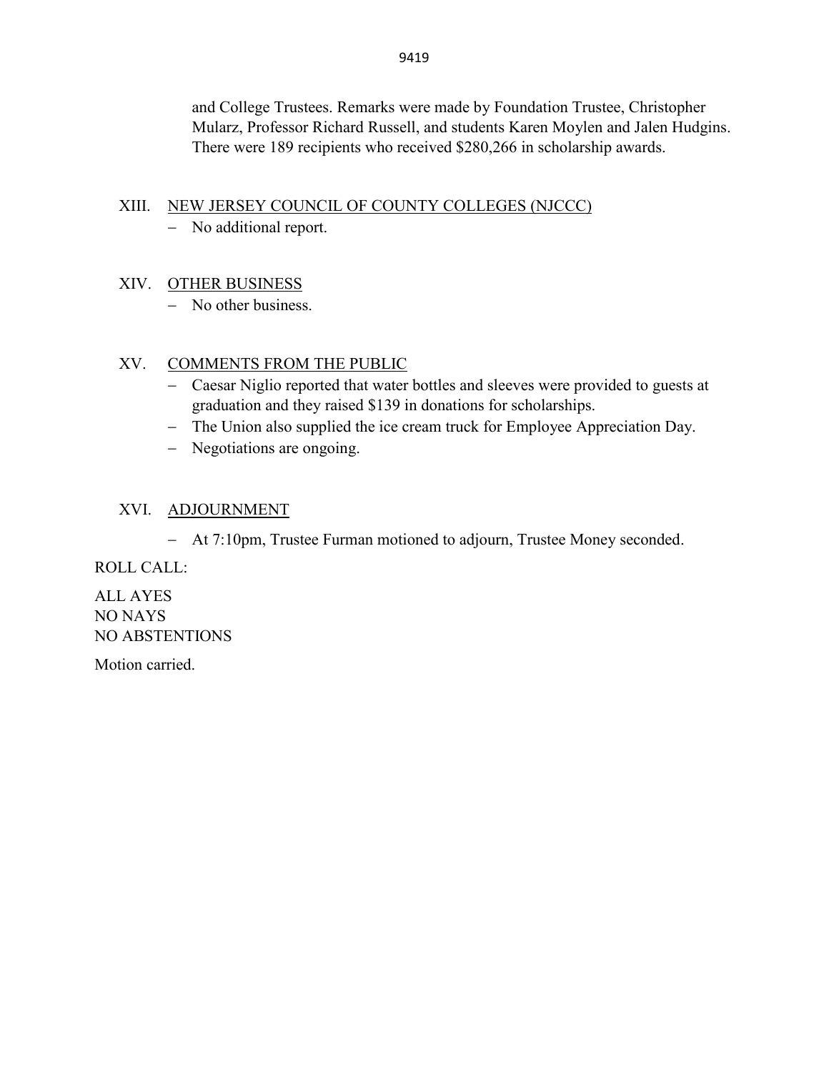and College Trustees. Remarks were made by Foundation Trustee, Christopher Mularz, Professor Richard Russell, and students Karen Moylen and Jalen Hudgins. There were 189 recipients who received $280,266 in scholarship awards.

XIII. NEW JERSEY COUNCIL OF COUNTY COLLEGES (NJCCC)

- No additional report.

XIV. OTHER BUSINESS

- No other business.

XV. COMMENTS FROM THE PUBLIC

- Caesar Niglio reported that water bottles and sleeves were provided to guests at graduation and they raised $139 in donations for scholarships.
- The Union also supplied the ice cream truck for Employee Appreciation Day.
- Negotiations are ongoing.

XVI. ADJOURNMENT

- At 7:10pm, Trustee Furman motioned to adjourn, Trustee Money seconded.

ROLL CALL:

ALL AYES
NO NAYS
NO ABSTENTIONS

Motion carried.